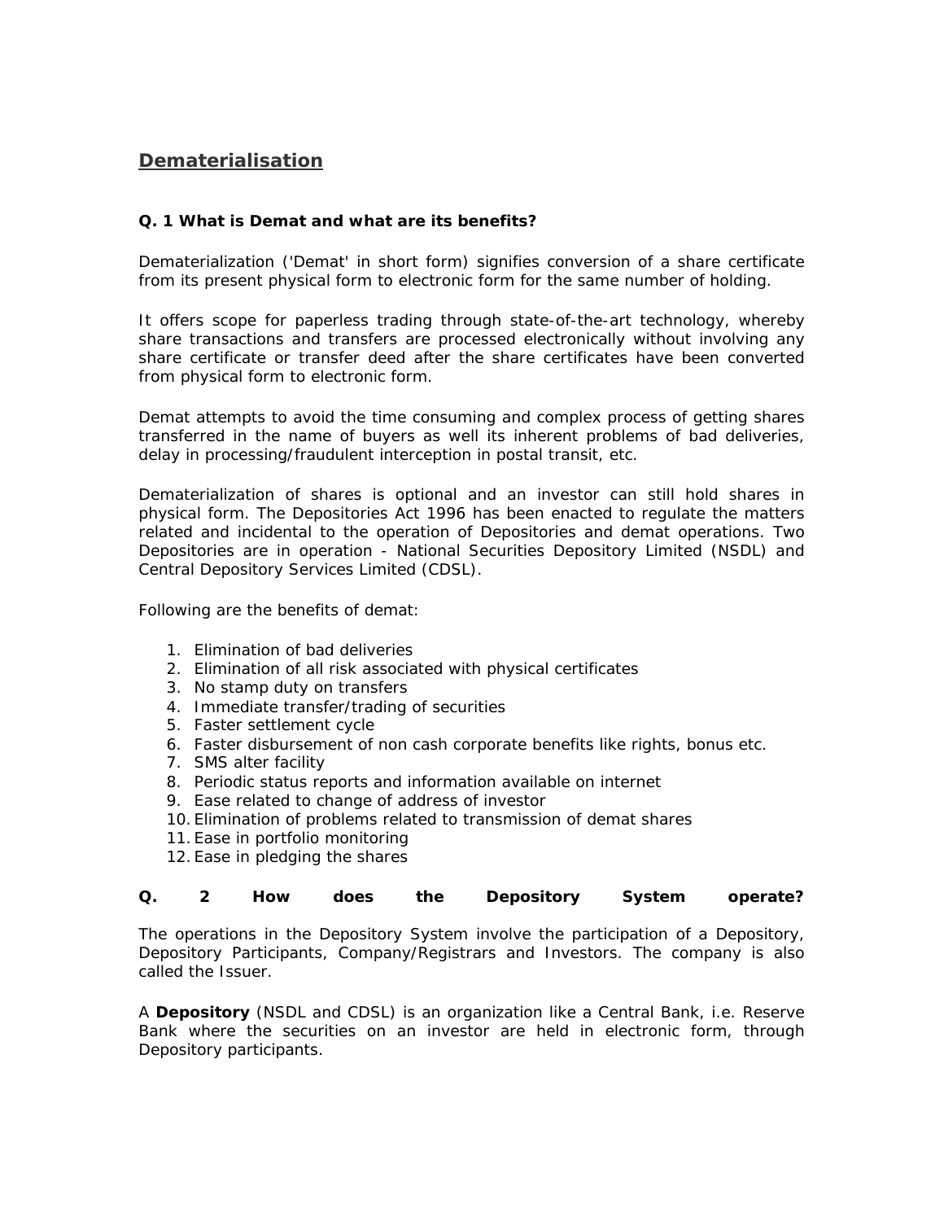# Dematerialisation

**Q. 1 What is Demat and what are its benefits?**

Dematerialization ('Demat' in short form) signifies conversion of a share certificate from its present physical form to electronic form for the same number of holding.

It offers scope for paperless trading through state-of-the-art technology, whereby share transactions and transfers are processed electronically without involving any share certificate or transfer deed after the share certificates have been converted from physical form to electronic form.

Demat attempts to avoid the time consuming and complex process of getting shares transferred in the name of buyers as well its inherent problems of bad deliveries, delay in processing/fraudulent interception in postal transit, etc.

Dematerialization of shares is optional and an investor can still hold shares in physical form. The Depositories Act 1996 has been enacted to regulate the matters related and incidental to the operation of Depositories and demat operations. Two Depositories are in operation - National Securities Depository Limited (NSDL) and Central Depository Services Limited (CDSL).

Following are the benefits of demat:

1. Elimination of bad deliveries
2. Elimination of all risk associated with physical certificates
3. No stamp duty on transfers
4. Immediate transfer/trading of securities
5. Faster settlement cycle
6. Faster disbursement of non cash corporate benefits like rights, bonus etc.
7. SMS alter facility
8. Periodic status reports and information available on internet
9. Ease related to change of address of investor
10. Elimination of problems related to transmission of demat shares
11. Ease in portfolio monitoring
12. Ease in pledging the shares

**Q. 2 How does the Depository System operate?**

The operations in the Depository System involve the participation of a Depository, Depository Participants, Company/Registrars and Investors. The company is also called the Issuer.

A **Depository** (NSDL and CDSL) is an organization like a Central Bank, i.e. Reserve Bank where the securities on an investor are held in electronic form, through Depository participants.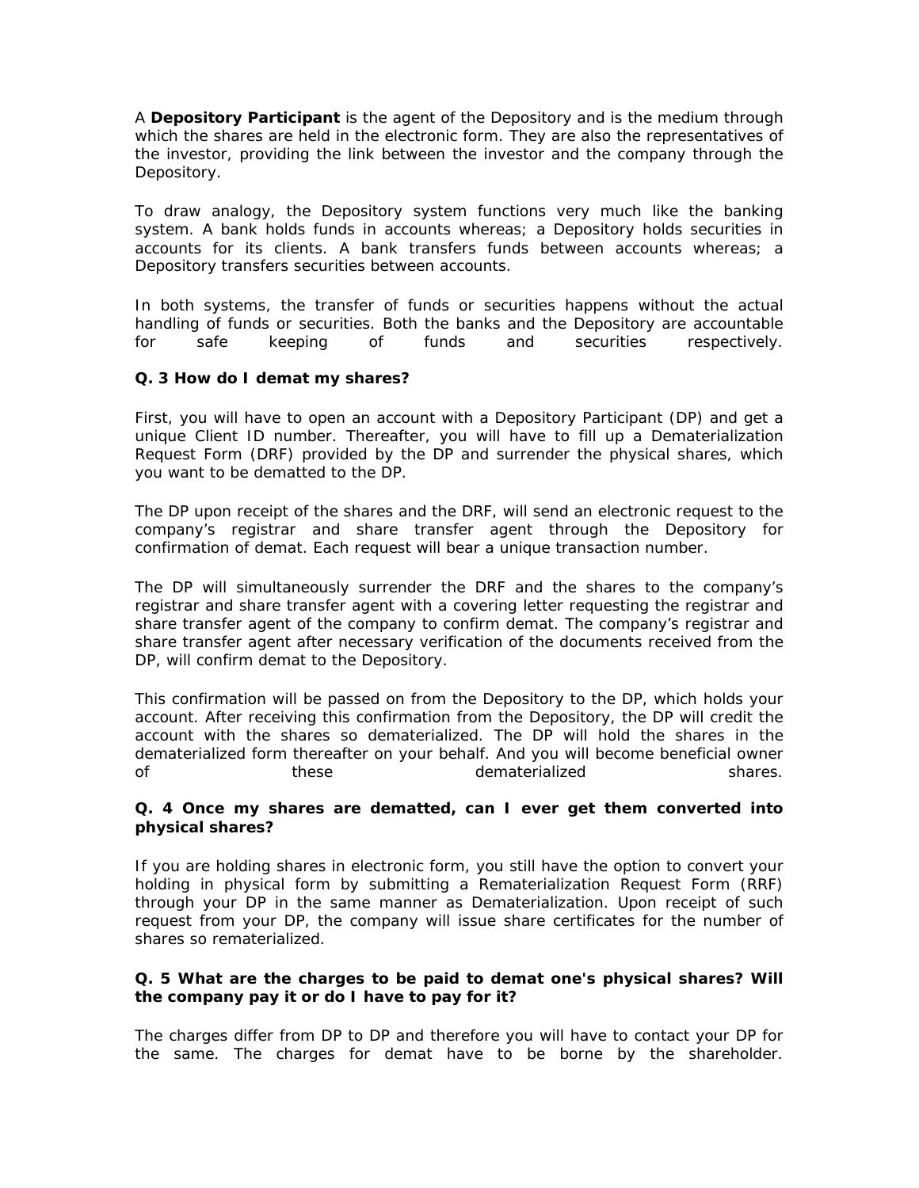A **Depository Participant** is the agent of the Depository and is the medium through which the shares are held in the electronic form. They are also the representatives of the investor, providing the link between the investor and the company through the Depository.

To draw analogy, the Depository system functions very much like the banking system. A bank holds funds in accounts whereas; a Depository holds securities in accounts for its clients. A bank transfers funds between accounts whereas; a Depository transfers securities between accounts.

In both systems, the transfer of funds or securities happens without the actual handling of funds or securities. Both the banks and the Depository are accountable for safe keeping of funds and securities respectively.

**Q. 3 How do I demat my shares?**

First, you will have to open an account with a Depository Participant (DP) and get a unique Client ID number. Thereafter, you will have to fill up a Dematerialization Request Form (DRF) provided by the DP and surrender the physical shares, which you want to be dematted to the DP.

The DP upon receipt of the shares and the DRF, will send an electronic request to the company's registrar and share transfer agent through the Depository for confirmation of demat. Each request will bear a unique transaction number.

The DP will simultaneously surrender the DRF and the shares to the company's registrar and share transfer agent with a covering letter requesting the registrar and share transfer agent of the company to confirm demat. The company's registrar and share transfer agent after necessary verification of the documents received from the DP, will confirm demat to the Depository.

This confirmation will be passed on from the Depository to the DP, which holds your account. After receiving this confirmation from the Depository, the DP will credit the account with the shares so dematerialized. The DP will hold the shares in the dematerialized form thereafter on your behalf. And you will become beneficial owner of these dematerialized shares.

**Q. 4 Once my shares are dematted, can I ever get them converted into physical shares?**

If you are holding shares in electronic form, you still have the option to convert your holding in physical form by submitting a Rematerialization Request Form (RRF) through your DP in the same manner as Dematerialization. Upon receipt of such request from your DP, the company will issue share certificates for the number of shares so rematerialized.

**Q. 5 What are the charges to be paid to demat one's physical shares? Will the company pay it or do I have to pay for it?**

The charges differ from DP to DP and therefore you will have to contact your DP for the same. The charges for demat have to be borne by the shareholder.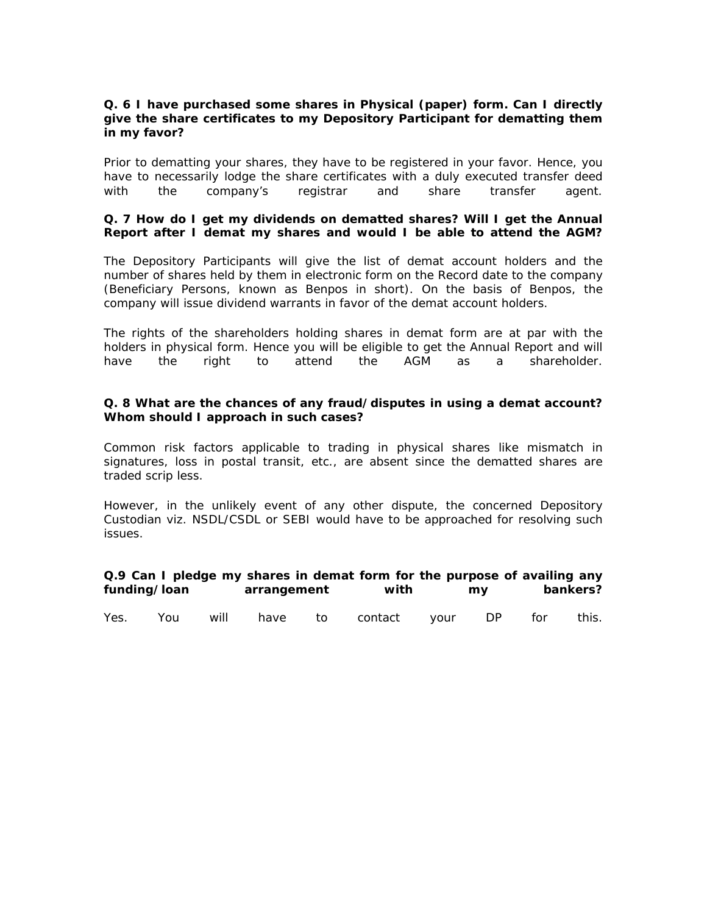**Q. 6 I have purchased some shares in Physical (paper) form. Can I directly give the share certificates to my Depository Participant for dematting them in my favor?**

Prior to dematting your shares, they have to be registered in your favor. Hence, you have to necessarily lodge the share certificates with a duly executed transfer deed with the company's registrar and share transfer agent.

**Q. 7 How do I get my dividends on dematted shares? Will I get the Annual Report after I demat my shares and would I be able to attend the AGM?**

The Depository Participants will give the list of demat account holders and the number of shares held by them in electronic form on the Record date to the company (Beneficiary Persons, known as Benpos in short). On the basis of Benpos, the company will issue dividend warrants in favor of the demat account holders.

The rights of the shareholders holding shares in demat form are at par with the holders in physical form. Hence you will be eligible to get the Annual Report and will have the right to attend the AGM as a shareholder.

**Q. 8 What are the chances of any fraud/disputes in using a demat account? Whom should I approach in such cases?**

Common risk factors applicable to trading in physical shares like mismatch in signatures, loss in postal transit, etc., are absent since the dematted shares are traded scrip less.

However, in the unlikely event of any other dispute, the concerned Depository Custodian viz. NSDL/CSDL or SEBI would have to be approached for resolving such issues.

**Q.9 Can I pledge my shares in demat form for the purpose of availing any funding/loan arrangement with my bankers?**

Yes. You will have to contact your DP for this.